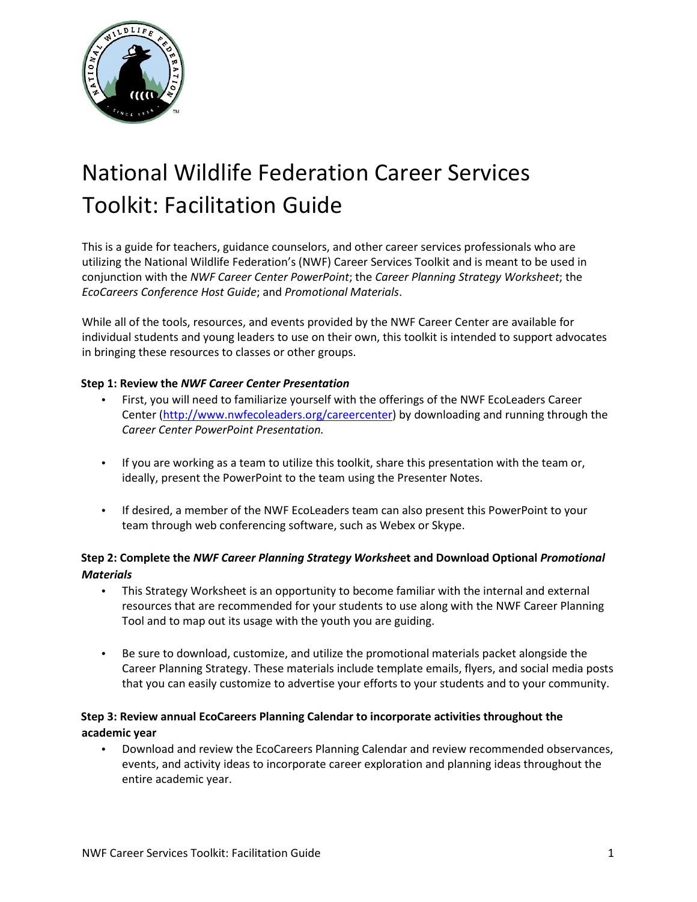# National Wildlife Federation Career Services Toolkit: Facilitation Guide

This is a guide for teachers, guidance counselors, and other career services professionals who are utilizing the National Wildlife Federation's (NWF) Career Services Toolkit and is meant to be used in conjunction with the *NWF Career Center PowerPoint*; the *Career Planning Strategy Worksheet*; the *EcoCareers Conference Host Guide*; and *Promotional Materials*.

While all of the tools, resources, and events provided by the NWF Career Center are available for individual students and young leaders to use on their own, this toolkit is intended to support advocates in bringing these resources to classes or other groups.

**Step 1: Review the *NWF Career Center Presentation***

- First, you will need to familiarize yourself with the offerings of the NWF EcoLeaders Career Center (http://www.nwfecoleaders.org/careercenter) by downloading and running through the *Career Center PowerPoint Presentation.*

- If you are working as a team to utilize this toolkit, share this presentation with the team or, ideally, present the PowerPoint to the team using the Presenter Notes.

- If desired, a member of the NWF EcoLeaders team can also present this PowerPoint to your team through web conferencing software, such as Webex or Skype.

**Step 2: Complete the *NWF Career Planning Strategy Workshee*t and Download Optional *Promotional Materials***

- This Strategy Worksheet is an opportunity to become familiar with the internal and external resources that are recommended for your students to use along with the NWF Career Planning Tool and to map out its usage with the youth you are guiding.

- Be sure to download, customize, and utilize the promotional materials packet alongside the Career Planning Strategy. These materials include template emails, flyers, and social media posts that you can easily customize to advertise your efforts to your students and to your community.

**Step 3: Review annual EcoCareers Planning Calendar to incorporate activities throughout the academic year**

- Download and review the EcoCareers Planning Calendar and review recommended observances, events, and activity ideas to incorporate career exploration and planning ideas throughout the entire academic year.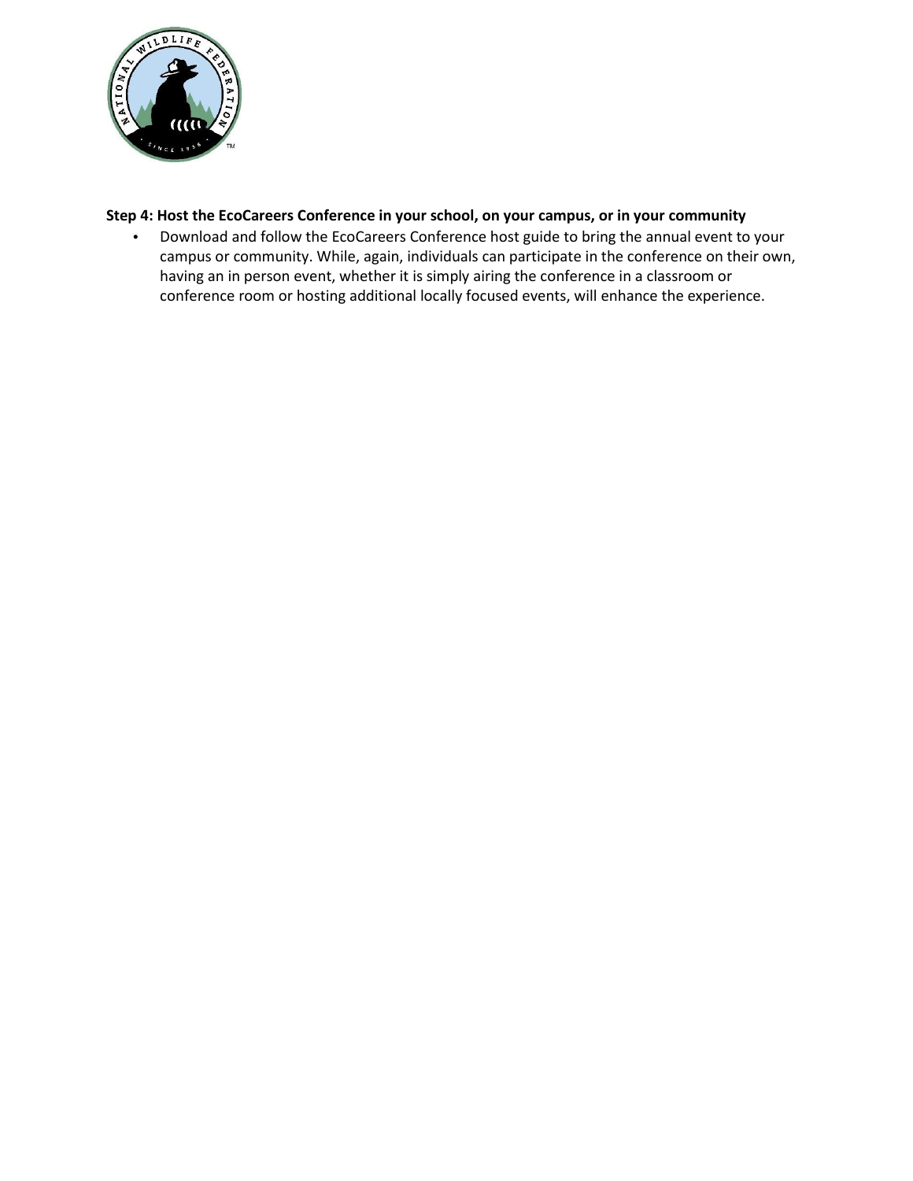**Step 4: Host the EcoCareers Conference in your school, on your campus, or in your community**

- Download and follow the EcoCareers Conference host guide to bring the annual event to your campus or community. While, again, individuals can participate in the conference on their own, having an in person event, whether it is simply airing the conference in a classroom or conference room or hosting additional locally focused events, will enhance the experience.